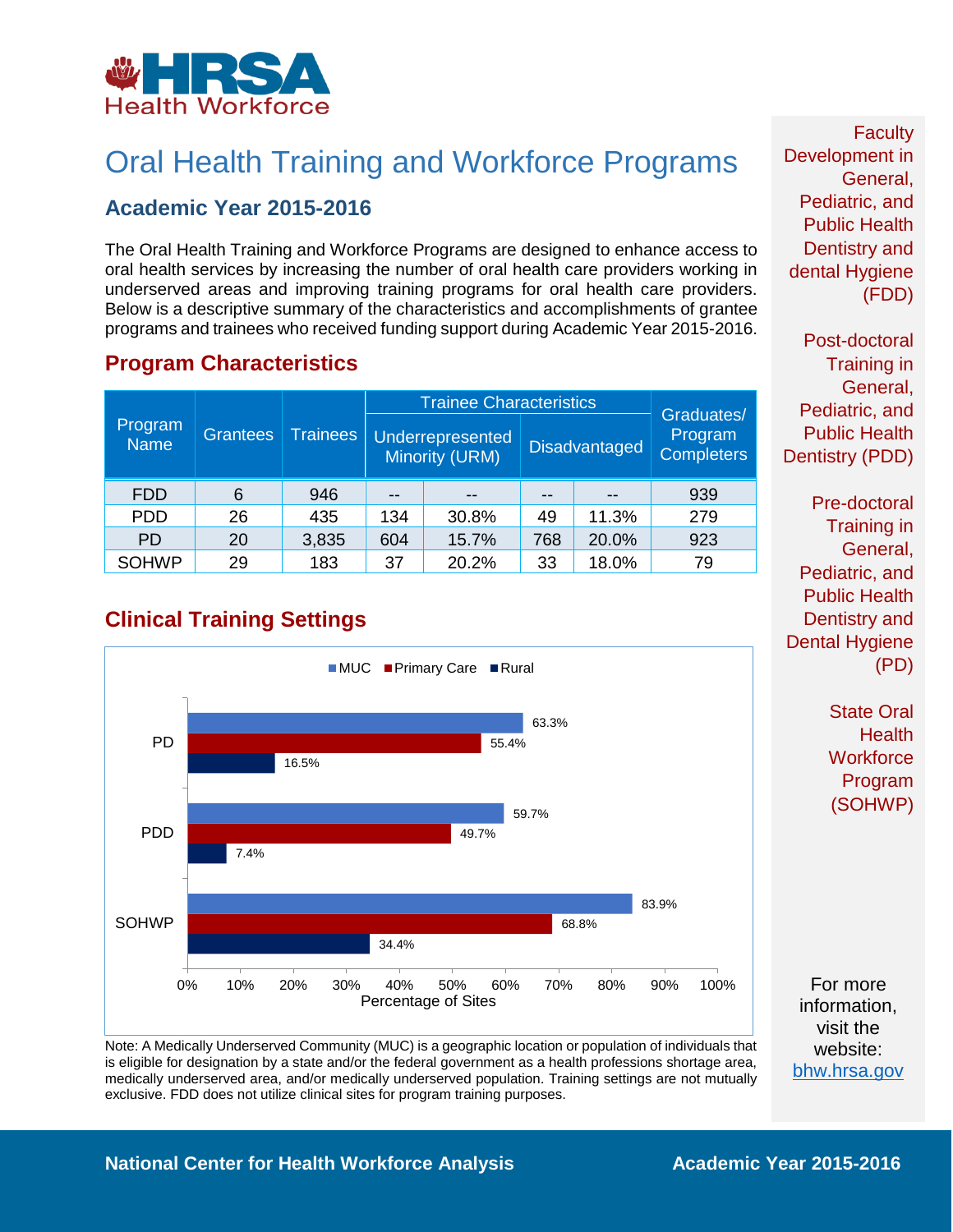HRSA Health Workforce

# Oral Health Training and Workforce Programs

## Academic Year 2015-2016

The Oral Health Training and Workforce Programs are designed to enhance access to oral health services by increasing the number of oral health care providers working in underserved areas and improving training programs for oral health care providers. Below is a descriptive summary of the characteristics and accomplishments of grantee programs and trainees who received funding support during Academic Year 2015-2016.

## Program Characteristics

| Program Name | Grantees | Trainees | Trainee Characteristics | | | | Graduates/ Program Completers |
|---|---|---|---|---|---|---|---|
| | | | Underrepresented Minority (URM) | | Disadvantaged | | |
| FDD | 6 | 946 | -- | -- | -- | -- | 939 |
| PDD | 26 | 435 | 134 | 30.8% | 49 | 11.3% | 279 |
| PD | 20 | 3,835 | 604 | 15.7% | 768 | 20.0% | 923 |
| SOHWP | 29 | 183 | 37 | 20.2% | 33 | 18.0% | 79 |

## Clinical Training Settings

MUC
Primary Care
Rural

PD
63.3%
55.4%
16.5%

PDD
59.7%
49.7%
7.4%

SOHWP
83.9%
68.8%
34.4%

0% 10% 20% 30% 40% 50% 60% 70% 80% 90% 100%
Percentage of Sites

Note: A Medically Underserved Community (MUC) is a geographic location or population of individuals that is eligible for designation by a state and/or the federal government as a health professions shortage area, medically underserved area, and/or medically underserved population. Training settings are not mutually exclusive. FDD does not utilize clinical sites for program training purposes.

Faculty Development in General, Pediatric, and Public Health Dentistry and dental Hygiene (FDD)

Post-doctoral Training in General, Pediatric, and Public Health Dentistry (PDD)

Pre-doctoral Training in General, Pediatric, and Public Health Dentistry and Dental Hygiene (PD)

State Oral Health Workforce Program (SOHWP)

For more information, visit the website: bhw.hrsa.gov

National Center for Health Workforce Analysis

Academic Year 2015-2016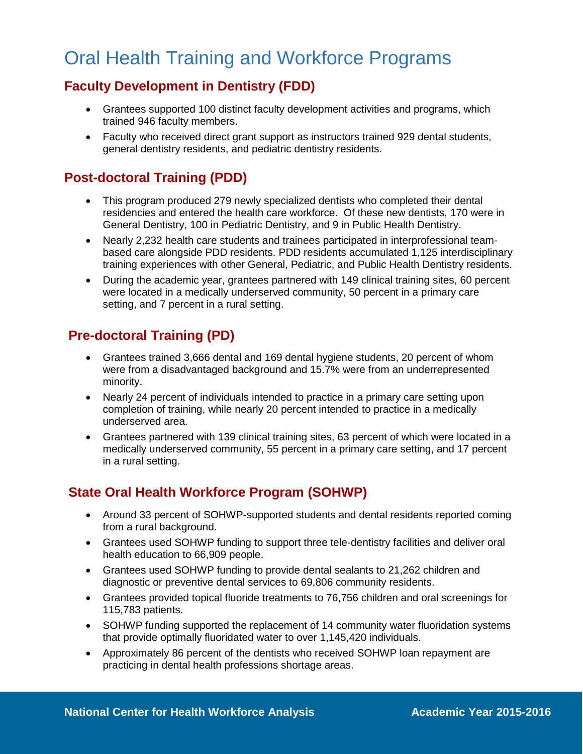# Oral Health Training and Workforce Programs

## Faculty Development in Dentistry (FDD)

- Grantees supported 100 distinct faculty development activities and programs, which trained 946 faculty members.
- Faculty who received direct grant support as instructors trained 929 dental students, general dentistry residents, and pediatric dentistry residents.

## Post-doctoral Training (PDD)

- This program produced 279 newly specialized dentists who completed their dental residencies and entered the health care workforce. Of these new dentists, 170 were in General Dentistry, 100 in Pediatric Dentistry, and 9 in Public Health Dentistry.
- Nearly 2,232 health care students and trainees participated in interprofessional team-based care alongside PDD residents. PDD residents accumulated 1,125 interdisciplinary training experiences with other General, Pediatric, and Public Health Dentistry residents.
- During the academic year, grantees partnered with 149 clinical training sites, 60 percent were located in a medically underserved community, 50 percent in a primary care setting, and 7 percent in a rural setting.

## Pre-doctoral Training (PD)

- Grantees trained 3,666 dental and 169 dental hygiene students, 20 percent of whom were from a disadvantaged background and 15.7% were from an underrepresented minority.
- Nearly 24 percent of individuals intended to practice in a primary care setting upon completion of training, while nearly 20 percent intended to practice in a medically underserved area.
- Grantees partnered with 139 clinical training sites, 63 percent of which were located in a medically underserved community, 55 percent in a primary care setting, and 17 percent in a rural setting.

## State Oral Health Workforce Program (SOHWP)

- Around 33 percent of SOHWP-supported students and dental residents reported coming from a rural background.
- Grantees used SOHWP funding to support three tele-dentistry facilities and deliver oral health education to 66,909 people.
- Grantees used SOHWP funding to provide dental sealants to 21,262 children and diagnostic or preventive dental services to 69,806 community residents.
- Grantees provided topical fluoride treatments to 76,756 children and oral screenings for 115,783 patients.
- SOHWP funding supported the replacement of 14 community water fluoridation systems that provide optimally fluoridated water to over 1,145,420 individuals.
- Approximately 86 percent of the dentists who received SOHWP loan repayment are practicing in dental health professions shortage areas.